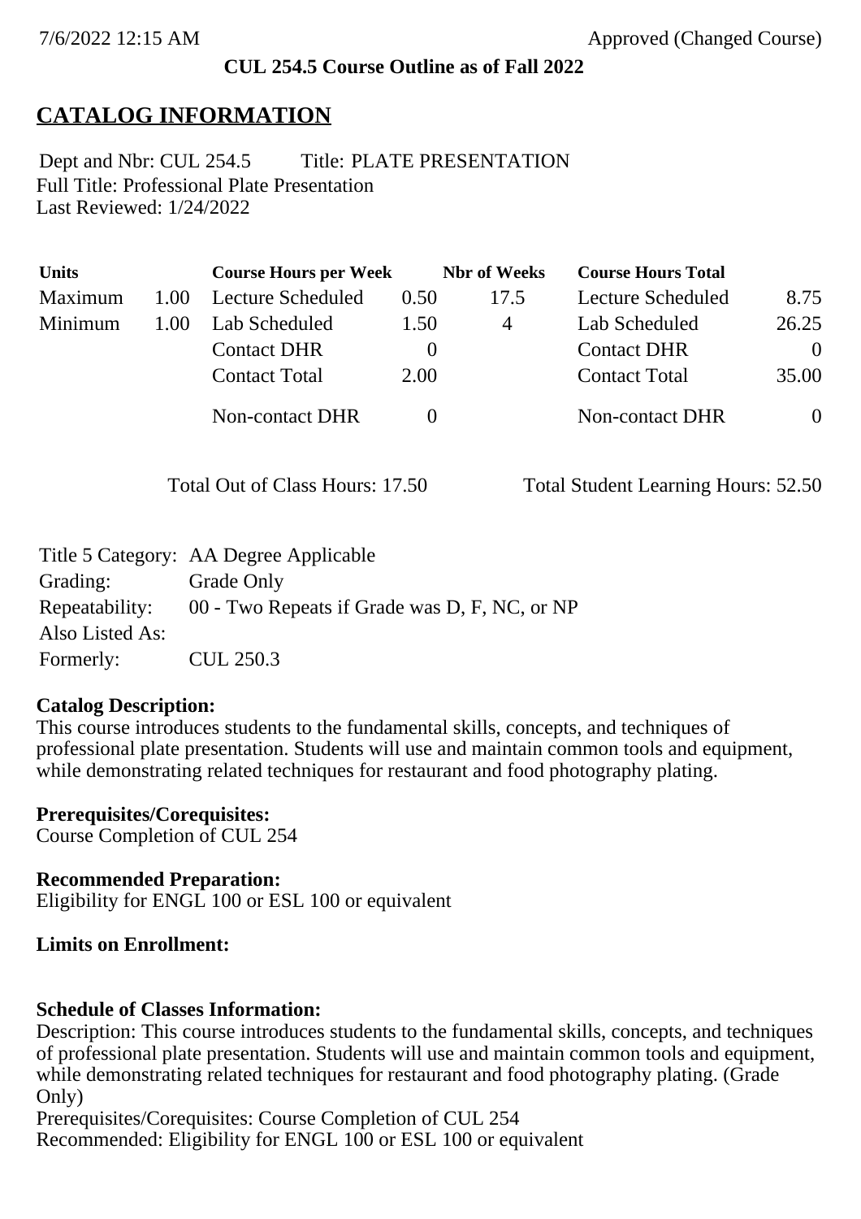7/6/2022 12:15 AM Approved (Changed Course)

**CUL 254.5 Course Outline as of Fall 2022**

# CATALOG INFORMATION

Dept and Nbr: CUL 254.5 Title: PLATE PRESENTATION
Full Title: Professional Plate Presentation
Last Reviewed: 1/24/2022

| Units | | Course Hours per Week | | Nbr of Weeks | Course Hours Total | |
|---|---|---|---|---|---|---|
| Maximum | 1.00 | Lecture Scheduled | 0.50 | 17.5 | Lecture Scheduled | 8.75 |
| Minimum | 1.00 | Lab Scheduled | 1.50 | 4 | Lab Scheduled | 26.25 |
| | | Contact DHR | 0 | | Contact DHR | 0 |
| | | Contact Total | 2.00 | | Contact Total | 35.00 |
| | | Non-contact DHR | 0 | | Non-contact DHR | 0 |

Total Out of Class Hours: 17.50 Total Student Learning Hours: 52.50

| | |
|---|---|
| Title 5 Category: | AA Degree Applicable |
| Grading: | Grade Only |
| Repeatability: | 00 - Two Repeats if Grade was D, F, NC, or NP |
| Also Listed As: | |
| Formerly: | CUL 250.3 |

**Catalog Description:**
This course introduces students to the fundamental skills, concepts, and techniques of professional plate presentation. Students will use and maintain common tools and equipment, while demonstrating related techniques for restaurant and food photography plating.

**Prerequisites/Corequisites:**
Course Completion of CUL 254

**Recommended Preparation:**
Eligibility for ENGL 100 or ESL 100 or equivalent

**Limits on Enrollment:**

**Schedule of Classes Information:**
Description: This course introduces students to the fundamental skills, concepts, and techniques of professional plate presentation. Students will use and maintain common tools and equipment, while demonstrating related techniques for restaurant and food photography plating. (Grade Only)
Prerequisites/Corequisites: Course Completion of CUL 254
Recommended: Eligibility for ENGL 100 or ESL 100 or equivalent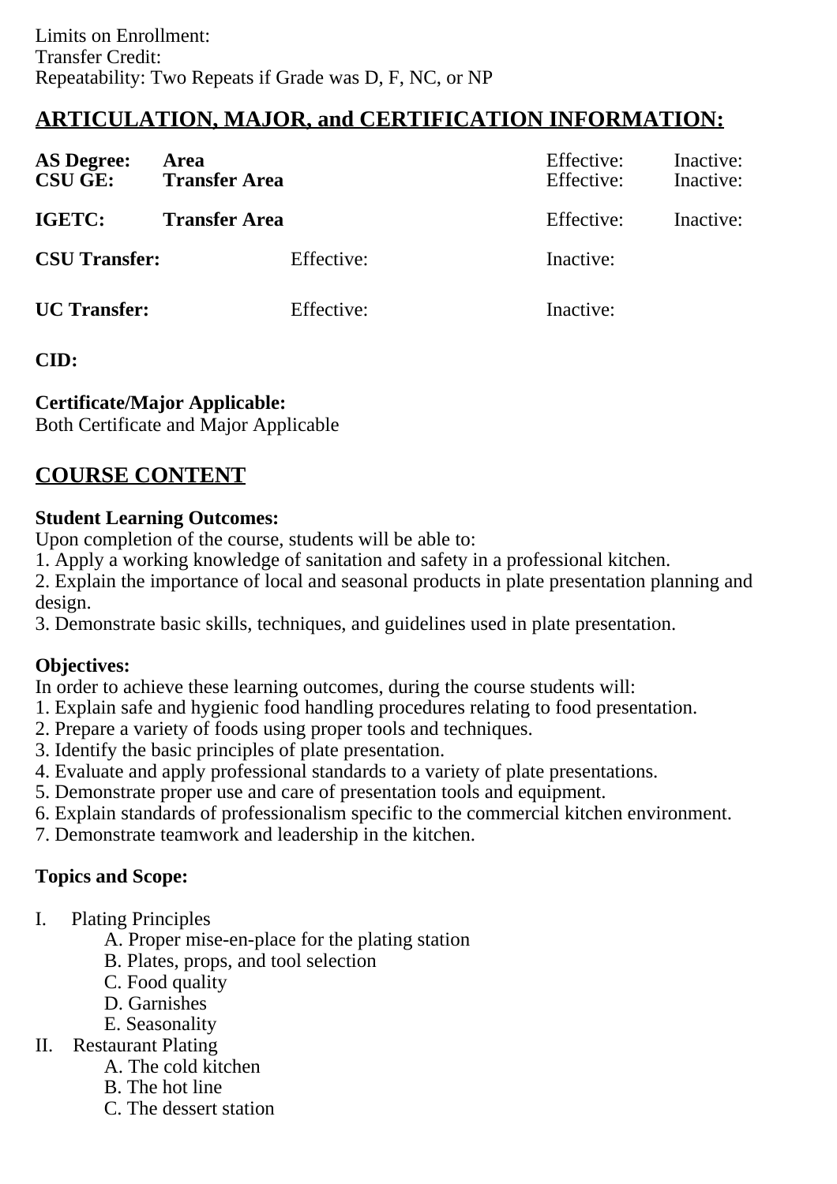Limits on Enrollment:
Transfer Credit:
Repeatability: Two Repeats if Grade was D, F, NC, or NP

## ARTICULATION, MAJOR, and CERTIFICATION INFORMATION:

| | | | | |
|---|---|---|---|---|
| **AS Degree:** | **Area** | | Effective: | Inactive: |
| **CSU GE:** | **Transfer Area** | | Effective: | Inactive: |
| **IGETC:** | **Transfer Area** | | Effective: | Inactive: |
| **CSU Transfer:** | | Effective: | Inactive: | |
| **UC Transfer:** | | Effective: | Inactive: | |

**CID:**

**Certificate/Major Applicable:**
Both Certificate and Major Applicable

## COURSE CONTENT

**Student Learning Outcomes:**
Upon completion of the course, students will be able to:
1. Apply a working knowledge of sanitation and safety in a professional kitchen.
2. Explain the importance of local and seasonal products in plate presentation planning and design.
3. Demonstrate basic skills, techniques, and guidelines used in plate presentation.

**Objectives:**
In order to achieve these learning outcomes, during the course students will:
1. Explain safe and hygienic food handling procedures relating to food presentation.
2. Prepare a variety of foods using proper tools and techniques.
3. Identify the basic principles of plate presentation.
4. Evaluate and apply professional standards to a variety of plate presentations.
5. Demonstrate proper use and care of presentation tools and equipment.
6. Explain standards of professionalism specific to the commercial kitchen environment.
7. Demonstrate teamwork and leadership in the kitchen.

**Topics and Scope:**

I. Plating Principles
  A. Proper mise-en-place for the plating station
  B. Plates, props, and tool selection
  C. Food quality
  D. Garnishes
  E. Seasonality
II. Restaurant Plating
  A. The cold kitchen
  B. The hot line
  C. The dessert station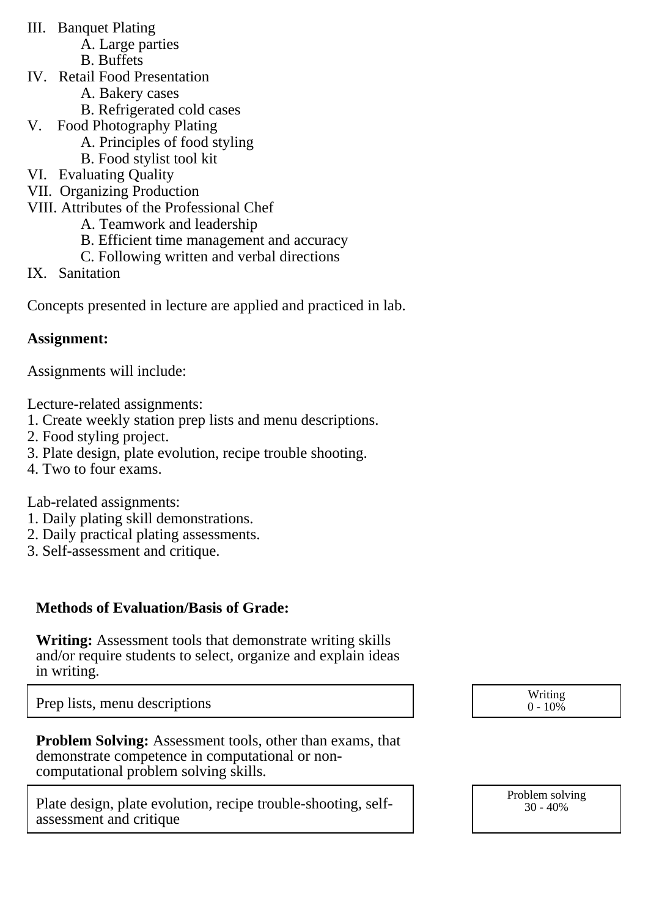III. Banquet Plating
   A. Large parties
   B. Buffets
IV. Retail Food Presentation
   A. Bakery cases
   B. Refrigerated cold cases
V. Food Photography Plating
   A. Principles of food styling
   B. Food stylist tool kit
VI. Evaluating Quality
VII. Organizing Production
VIII. Attributes of the Professional Chef
   A. Teamwork and leadership
   B. Efficient time management and accuracy
   C. Following written and verbal directions
IX. Sanitation

Concepts presented in lecture are applied and practiced in lab.

**Assignment:**

Assignments will include:

Lecture-related assignments:
1. Create weekly station prep lists and menu descriptions.
2. Food styling project.
3. Plate design, plate evolution, recipe trouble shooting.
4. Two to four exams.

Lab-related assignments:
1. Daily plating skill demonstrations.
2. Daily practical plating assessments.
3. Self-assessment and critique.

**Methods of Evaluation/Basis of Grade:**

**Writing:** Assessment tools that demonstrate writing skills and/or require students to select, organize and explain ideas in writing.

| Prep lists, menu descriptions | Writing 0 - 10% |
|---|---|

**Problem Solving:** Assessment tools, other than exams, that demonstrate competence in computational or non-computational problem solving skills.

| Plate design, plate evolution, recipe trouble-shooting, self-assessment and critique | Problem solving 30 - 40% |
|---|---|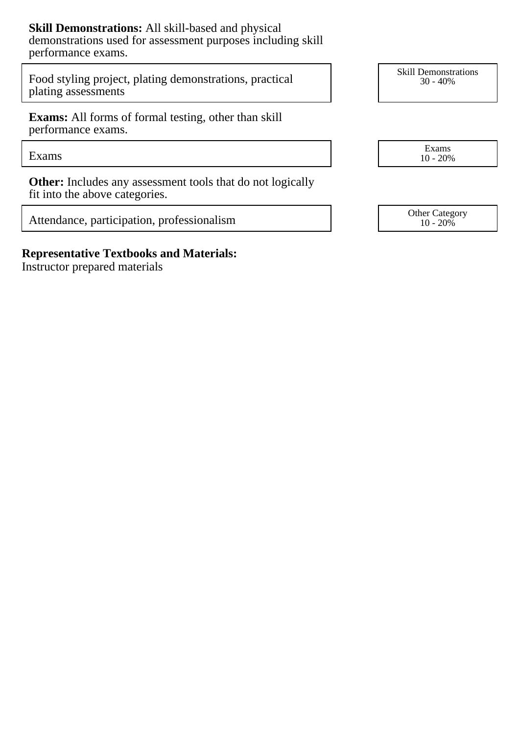**Skill Demonstrations:** All skill-based and physical demonstrations used for assessment purposes including skill performance exams.

| | |
|---|---|
| Food styling project, plating demonstrations, practical plating assessments | Skill Demonstrations 30 - 40% |

**Exams:** All forms of formal testing, other than skill performance exams.

| | |
|---|---|
| Exams | Exams 10 - 20% |

**Other:** Includes any assessment tools that do not logically fit into the above categories.

| | |
|---|---|
| Attendance, participation, professionalism | Other Category 10 - 20% |

**Representative Textbooks and Materials:**

Instructor prepared materials